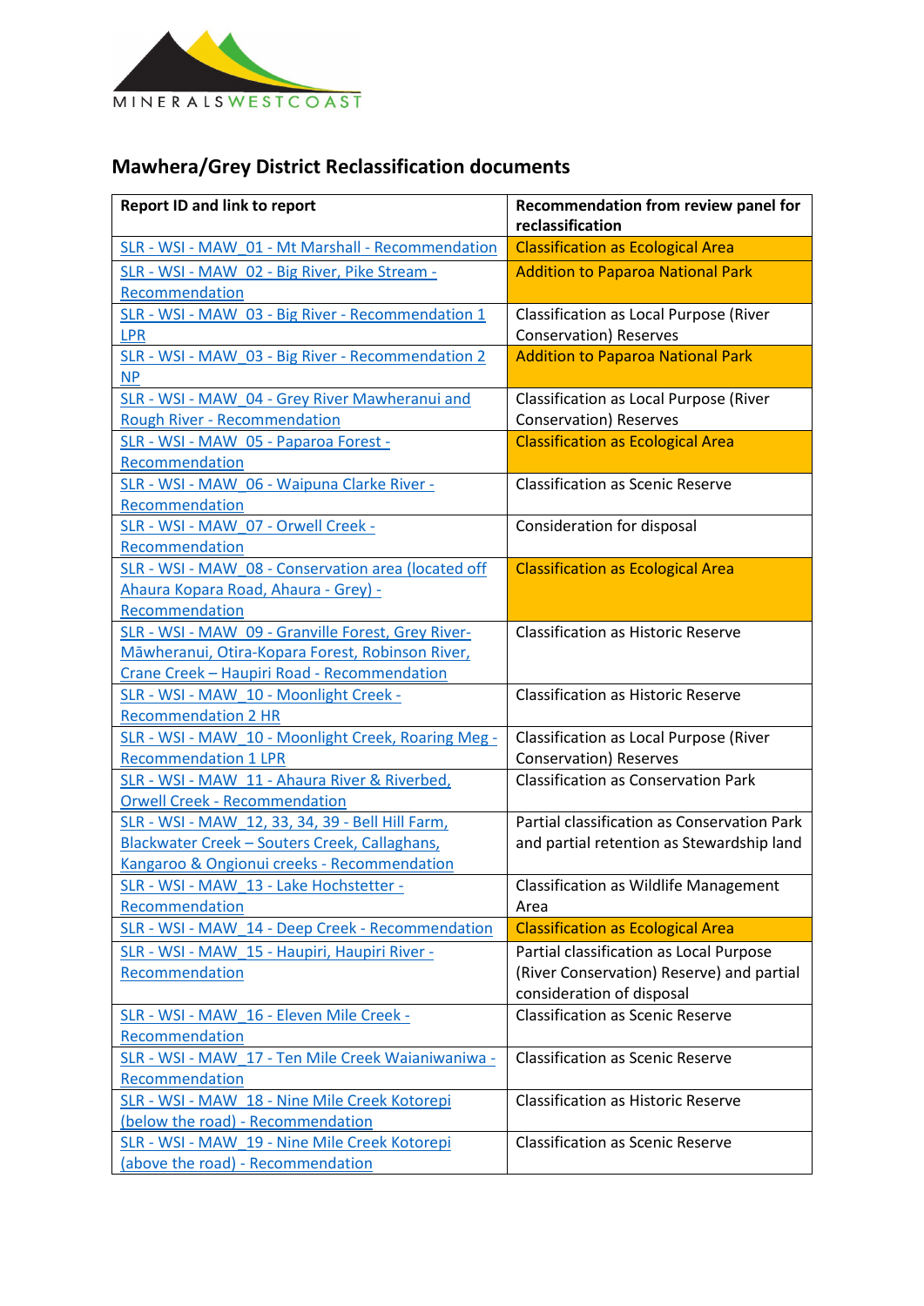MINERALSWESTCOAST

## Mawhera/Grey District Reclassification documents

| Report ID and link to report | Recommendation from review panel for reclassification |
|---|---|
| SLR - WSI - MAW_01 - Mt Marshall - Recommendation | Classification as Ecological Area |
| SLR - WSI - MAW_02 - Big River, Pike Stream - Recommendation | Addition to Paparoa National Park |
| SLR - WSI - MAW_03 - Big River - Recommendation 1 LPR | Classification as Local Purpose (River Conservation) Reserves |
| SLR - WSI - MAW_03 - Big River - Recommendation 2 NP | Addition to Paparoa National Park |
| SLR - WSI - MAW_04 - Grey River Mawheranui and Rough River - Recommendation | Classification as Local Purpose (River Conservation) Reserves |
| SLR - WSI - MAW_05 - Paparoa Forest - Recommendation | Classification as Ecological Area |
| SLR - WSI - MAW_06 - Waipuna Clarke River - Recommendation | Classification as Scenic Reserve |
| SLR - WSI - MAW_07 - Orwell Creek - Recommendation | Consideration for disposal |
| SLR - WSI - MAW_08 - Conservation area (located off Ahaura Kopara Road, Ahaura - Grey) - Recommendation | Classification as Ecological Area |
| SLR - WSI - MAW_09 - Granville Forest, Grey River-Māwheranui, Otira-Kopara Forest, Robinson River, Crane Creek – Haupiri Road - Recommendation | Classification as Historic Reserve |
| SLR - WSI - MAW_10 - Moonlight Creek - Recommendation 2 HR | Classification as Historic Reserve |
| SLR - WSI - MAW_10 - Moonlight Creek, Roaring Meg - Recommendation 1 LPR | Classification as Local Purpose (River Conservation) Reserves |
| SLR - WSI - MAW_11 - Ahaura River & Riverbed, Orwell Creek - Recommendation | Classification as Conservation Park |
| SLR - WSI - MAW_12, 33, 34, 39 - Bell Hill Farm, Blackwater Creek – Souters Creek, Callaghans, Kangaroo & Ongionui creeks - Recommendation | Partial classification as Conservation Park and partial retention as Stewardship land |
| SLR - WSI - MAW_13 - Lake Hochstetter - Recommendation | Classification as Wildlife Management Area |
| SLR - WSI - MAW_14 - Deep Creek - Recommendation | Classification as Ecological Area |
| SLR - WSI - MAW_15 - Haupiri, Haupiri River - Recommendation | Partial classification as Local Purpose (River Conservation) Reserve) and partial consideration of disposal |
| SLR - WSI - MAW_16 - Eleven Mile Creek - Recommendation | Classification as Scenic Reserve |
| SLR - WSI - MAW_17 - Ten Mile Creek Waianiwaniwa - Recommendation | Classification as Scenic Reserve |
| SLR - WSI - MAW_18 - Nine Mile Creek Kotorepi (below the road) - Recommendation | Classification as Historic Reserve |
| SLR - WSI - MAW_19 - Nine Mile Creek Kotorepi (above the road) - Recommendation | Classification as Scenic Reserve |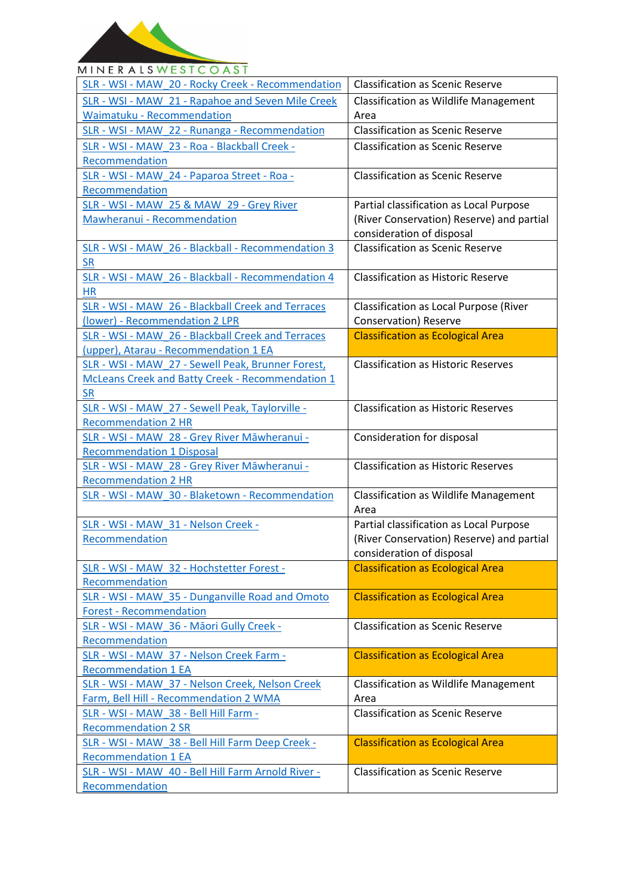| | |
|---|---|
| SLR - WSI - MAW_20 - Rocky Creek - Recommendation | Classification as Scenic Reserve |
| SLR - WSI - MAW_21 - Rapahoe and Seven Mile Creek Waimatuku - Recommendation | Classification as Wildlife Management Area |
| SLR - WSI - MAW_22 - Runanga - Recommendation | Classification as Scenic Reserve |
| SLR - WSI - MAW_23 - Roa - Blackball Creek - Recommendation | Classification as Scenic Reserve |
| SLR - WSI - MAW_24 - Paparoa Street - Roa - Recommendation | Classification as Scenic Reserve |
| SLR - WSI - MAW_25 & MAW_29 - Grey River Mawheranui - Recommendation | Partial classification as Local Purpose (River Conservation) Reserve) and partial consideration of disposal |
| SLR - WSI - MAW_26 - Blackball - Recommendation 3 SR | Classification as Scenic Reserve |
| SLR - WSI - MAW_26 - Blackball - Recommendation 4 HR | Classification as Historic Reserve |
| SLR - WSI - MAW_26 - Blackball Creek and Terraces (lower) - Recommendation 2 LPR | Classification as Local Purpose (River Conservation) Reserve |
| SLR - WSI - MAW_26 - Blackball Creek and Terraces (upper), Atarau - Recommendation 1 EA | Classification as Ecological Area |
| SLR - WSI - MAW_27 - Sewell Peak, Brunner Forest, McLeans Creek and Batty Creek - Recommendation 1 SR | Classification as Historic Reserves |
| SLR - WSI - MAW_27 - Sewell Peak, Taylorville - Recommendation 2 HR | Classification as Historic Reserves |
| SLR - WSI - MAW_28 - Grey River Māwheranui - Recommendation 1 Disposal | Consideration for disposal |
| SLR - WSI - MAW_28 - Grey River Māwheranui - Recommendation 2 HR | Classification as Historic Reserves |
| SLR - WSI - MAW_30 - Blaketown - Recommendation | Classification as Wildlife Management Area |
| SLR - WSI - MAW_31 - Nelson Creek - Recommendation | Partial classification as Local Purpose (River Conservation) Reserve) and partial consideration of disposal |
| SLR - WSI - MAW_32 - Hochstetter Forest - Recommendation | Classification as Ecological Area |
| SLR - WSI - MAW_35 - Dunganville Road and Omoto Forest - Recommendation | Classification as Ecological Area |
| SLR - WSI - MAW_36 - Māori Gully Creek - Recommendation | Classification as Scenic Reserve |
| SLR - WSI - MAW_37 - Nelson Creek Farm - Recommendation 1 EA | Classification as Ecological Area |
| SLR - WSI - MAW_37 - Nelson Creek, Nelson Creek Farm, Bell Hill - Recommendation 2 WMA | Classification as Wildlife Management Area |
| SLR - WSI - MAW_38 - Bell Hill Farm - Recommendation 2 SR | Classification as Scenic Reserve |
| SLR - WSI - MAW_38 - Bell Hill Farm Deep Creek - Recommendation 1 EA | Classification as Ecological Area |
| SLR - WSI - MAW_40 - Bell Hill Farm Arnold River - Recommendation | Classification as Scenic Reserve |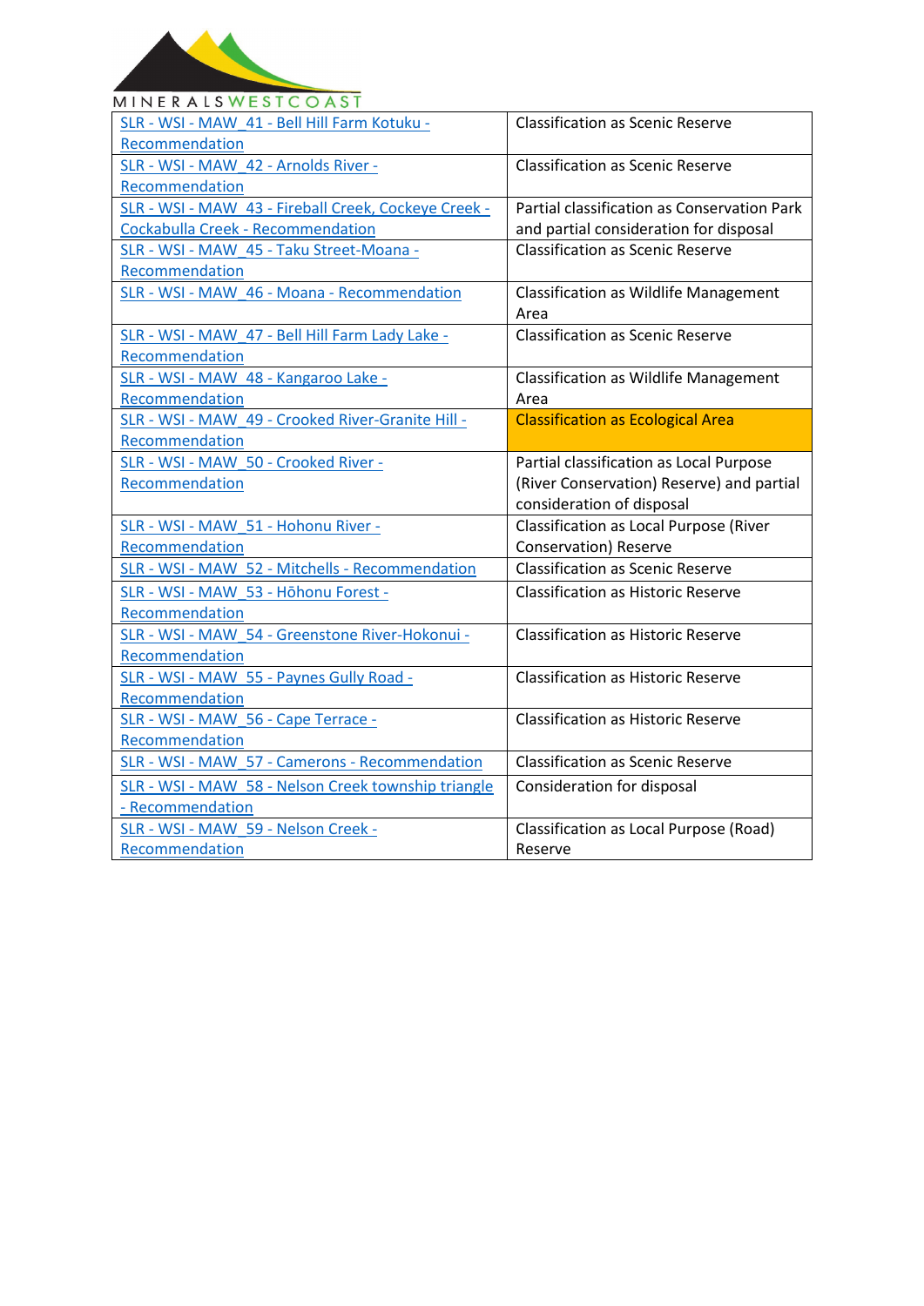| | |
|---|---|
| SLR - WSI - MAW_41 - Bell Hill Farm Kotuku - Recommendation | Classification as Scenic Reserve |
| SLR - WSI - MAW_42 - Arnolds River - Recommendation | Classification as Scenic Reserve |
| SLR - WSI - MAW_43 - Fireball Creek, Cockeye Creek - Cockabulla Creek - Recommendation | Partial classification as Conservation Park and partial consideration for disposal |
| SLR - WSI - MAW_45 - Taku Street-Moana - Recommendation | Classification as Scenic Reserve |
| SLR - WSI - MAW_46 - Moana - Recommendation | Classification as Wildlife Management Area |
| SLR - WSI - MAW_47 - Bell Hill Farm Lady Lake - Recommendation | Classification as Scenic Reserve |
| SLR - WSI - MAW_48 - Kangaroo Lake - Recommendation | Classification as Wildlife Management Area |
| SLR - WSI - MAW_49 - Crooked River-Granite Hill - Recommendation | Classification as Ecological Area |
| SLR - WSI - MAW_50 - Crooked River - Recommendation | Partial classification as Local Purpose (River Conservation) Reserve and partial consideration of disposal |
| SLR - WSI - MAW_51 - Hohonu River - Recommendation | Classification as Local Purpose (River Conservation) Reserve |
| SLR - WSI - MAW_52 - Mitchells - Recommendation | Classification as Scenic Reserve |
| SLR - WSI - MAW_53 - Hōhonu Forest - Recommendation | Classification as Historic Reserve |
| SLR - WSI - MAW_54 - Greenstone River-Hokonui - Recommendation | Classification as Historic Reserve |
| SLR - WSI - MAW_55 - Paynes Gully Road - Recommendation | Classification as Historic Reserve |
| SLR - WSI - MAW_56 - Cape Terrace - Recommendation | Classification as Historic Reserve |
| SLR - WSI - MAW_57 - Camerons - Recommendation | Classification as Scenic Reserve |
| SLR - WSI - MAW_58 - Nelson Creek township triangle - Recommendation | Consideration for disposal |
| SLR - WSI - MAW_59 - Nelson Creek - Recommendation | Classification as Local Purpose (Road) Reserve |